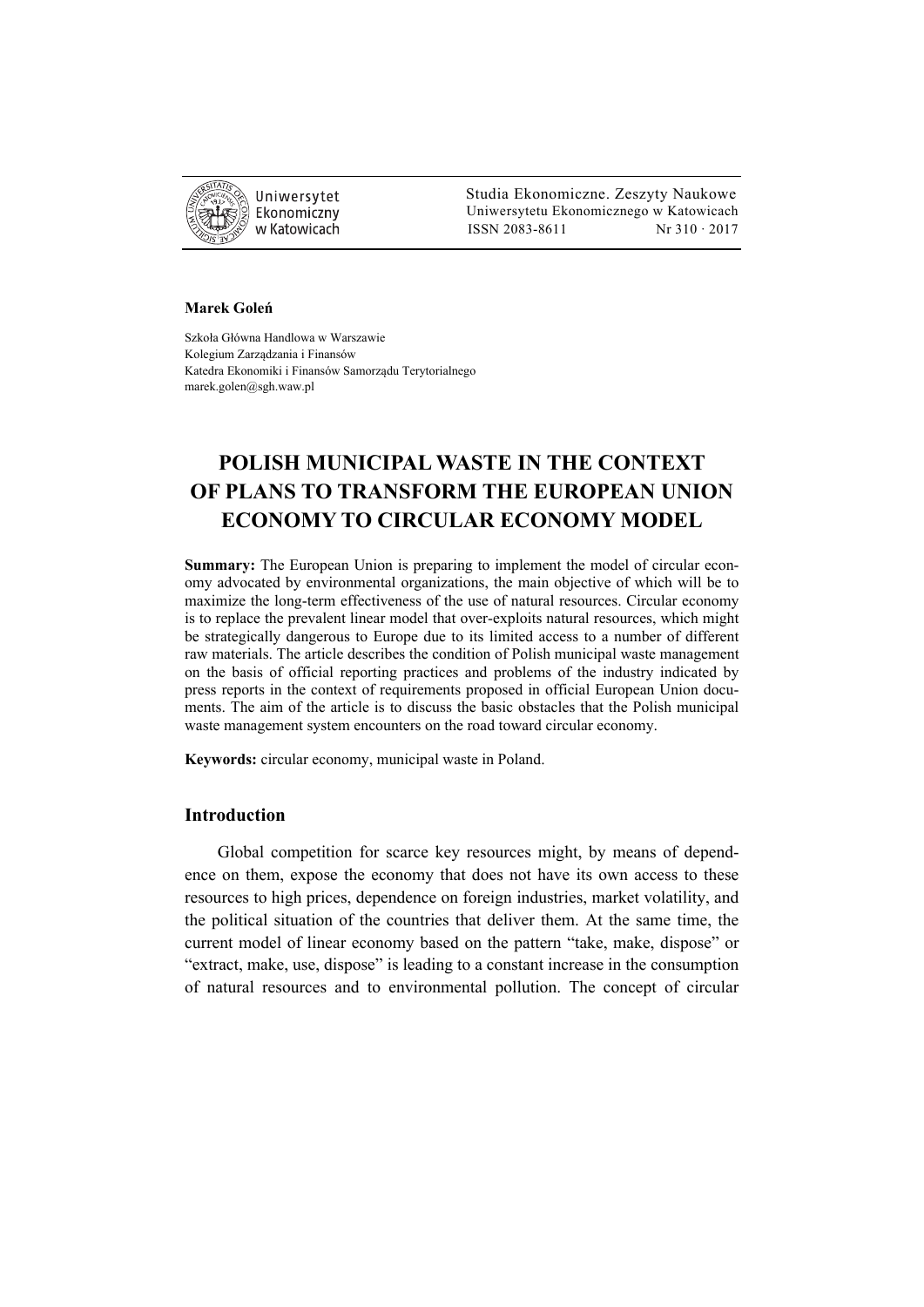Uniwersytet Ekonomiczny w Katowicach

Studia Ekonomiczne. Zeszyty Naukowe Uniwersytetu Ekonomicznego w Katowicach
ISSN 2083-8611 Nr 310 · 2017

**Marek Goleń**

Szkoła Główna Handlowa w Warszawie
Kolegium Zarządzania i Finansów
Katedra Ekonomiki i Finansów Samorządu Terytorialnego
marek.golen@sgh.waw.pl

# POLISH MUNICIPAL WASTE IN THE CONTEXT OF PLANS TO TRANSFORM THE EUROPEAN UNION ECONOMY TO CIRCULAR ECONOMY MODEL

**Summary:** The European Union is preparing to implement the model of circular economy advocated by environmental organizations, the main objective of which will be to maximize the long-term effectiveness of the use of natural resources. Circular economy is to replace the prevalent linear model that over-exploits natural resources, which might be strategically dangerous to Europe due to its limited access to a number of different raw materials. The article describes the condition of Polish municipal waste management on the basis of official reporting practices and problems of the industry indicated by press reports in the context of requirements proposed in official European Union documents. The aim of the article is to discuss the basic obstacles that the Polish municipal waste management system encounters on the road toward circular economy.

**Keywords:** circular economy, municipal waste in Poland.

## Introduction

Global competition for scarce key resources might, by means of dependence on them, expose the economy that does not have its own access to these resources to high prices, dependence on foreign industries, market volatility, and the political situation of the countries that deliver them. At the same time, the current model of linear economy based on the pattern "take, make, dispose" or "extract, make, use, dispose" is leading to a constant increase in the consumption of natural resources and to environmental pollution. The concept of circular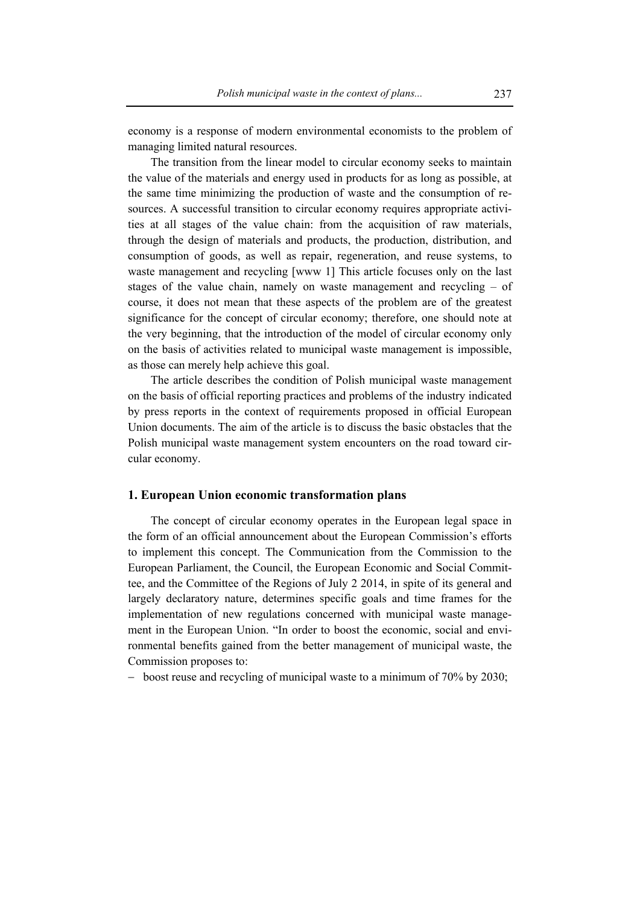economy is a response of modern environmental economists to the problem of managing limited natural resources.

The transition from the linear model to circular economy seeks to maintain the value of the materials and energy used in products for as long as possible, at the same time minimizing the production of waste and the consumption of resources. A successful transition to circular economy requires appropriate activities at all stages of the value chain: from the acquisition of raw materials, through the design of materials and products, the production, distribution, and consumption of goods, as well as repair, regeneration, and reuse systems, to waste management and recycling [www 1] This article focuses only on the last stages of the value chain, namely on waste management and recycling – of course, it does not mean that these aspects of the problem are of the greatest significance for the concept of circular economy; therefore, one should note at the very beginning, that the introduction of the model of circular economy only on the basis of activities related to municipal waste management is impossible, as those can merely help achieve this goal.

The article describes the condition of Polish municipal waste management on the basis of official reporting practices and problems of the industry indicated by press reports in the context of requirements proposed in official European Union documents. The aim of the article is to discuss the basic obstacles that the Polish municipal waste management system encounters on the road toward circular economy.

## 1. European Union economic transformation plans

The concept of circular economy operates in the European legal space in the form of an official announcement about the European Commission's efforts to implement this concept. The Communication from the Commission to the European Parliament, the Council, the European Economic and Social Committee, and the Committee of the Regions of July 2 2014, in spite of its general and largely declaratory nature, determines specific goals and time frames for the implementation of new regulations concerned with municipal waste management in the European Union. "In order to boost the economic, social and environmental benefits gained from the better management of municipal waste, the Commission proposes to:

- boost reuse and recycling of municipal waste to a minimum of 70% by 2030;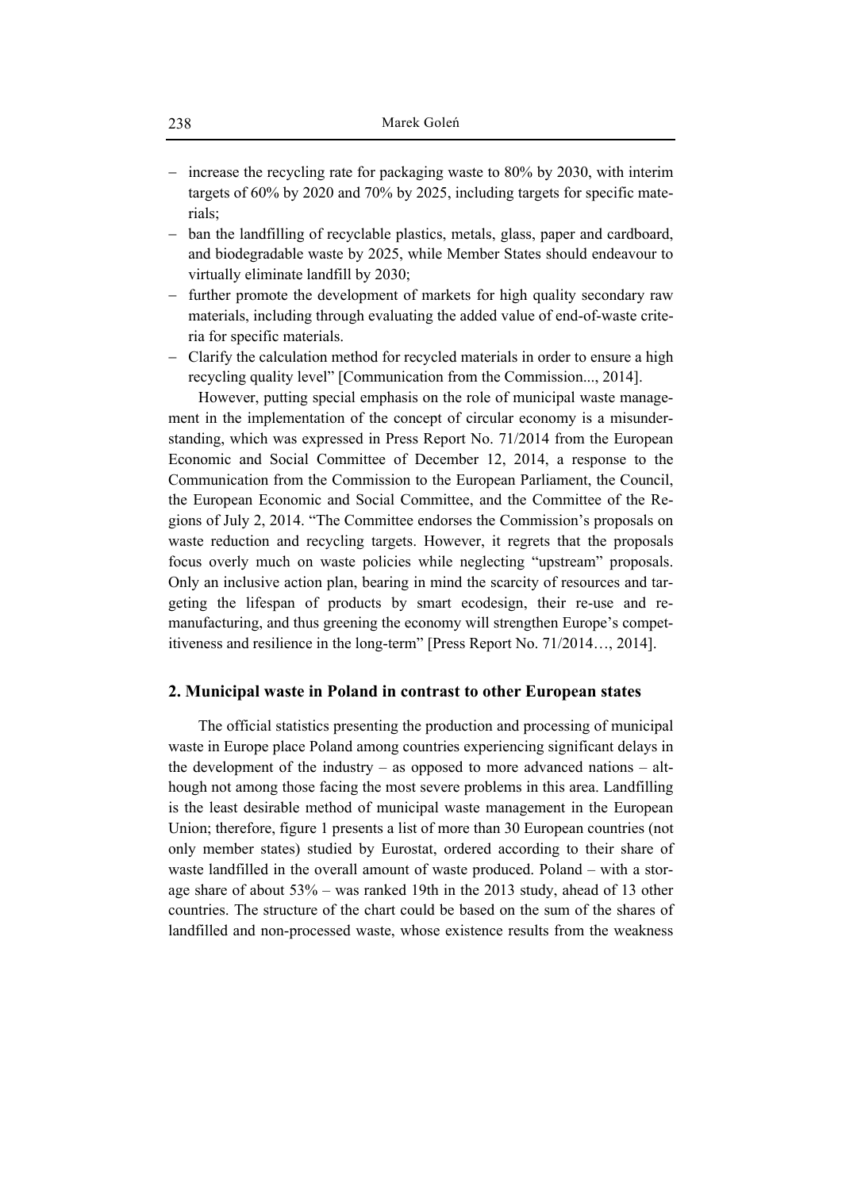- increase the recycling rate for packaging waste to 80% by 2030, with interim targets of 60% by 2020 and 70% by 2025, including targets for specific materials;
- ban the landfilling of recyclable plastics, metals, glass, paper and cardboard, and biodegradable waste by 2025, while Member States should endeavour to virtually eliminate landfill by 2030;
- further promote the development of markets for high quality secondary raw materials, including through evaluating the added value of end-of-waste criteria for specific materials.
- Clarify the calculation method for recycled materials in order to ensure a high recycling quality level" [Communication from the Commission..., 2014].

However, putting special emphasis on the role of municipal waste management in the implementation of the concept of circular economy is a misunderstanding, which was expressed in Press Report No. 71/2014 from the European Economic and Social Committee of December 12, 2014, a response to the Communication from the Commission to the European Parliament, the Council, the European Economic and Social Committee, and the Committee of the Regions of July 2, 2014. "The Committee endorses the Commission's proposals on waste reduction and recycling targets. However, it regrets that the proposals focus overly much on waste policies while neglecting "upstream" proposals. Only an inclusive action plan, bearing in mind the scarcity of resources and targeting the lifespan of products by smart ecodesign, their re-use and remanufacturing, and thus greening the economy will strengthen Europe's competitiveness and resilience in the long-term" [Press Report No. 71/2014…, 2014].

## 2. Municipal waste in Poland in contrast to other European states

The official statistics presenting the production and processing of municipal waste in Europe place Poland among countries experiencing significant delays in the development of the industry – as opposed to more advanced nations – although not among those facing the most severe problems in this area. Landfilling is the least desirable method of municipal waste management in the European Union; therefore, figure 1 presents a list of more than 30 European countries (not only member states) studied by Eurostat, ordered according to their share of waste landfilled in the overall amount of waste produced. Poland – with a storage share of about 53% – was ranked 19th in the 2013 study, ahead of 13 other countries. The structure of the chart could be based on the sum of the shares of landfilled and non-processed waste, whose existence results from the weakness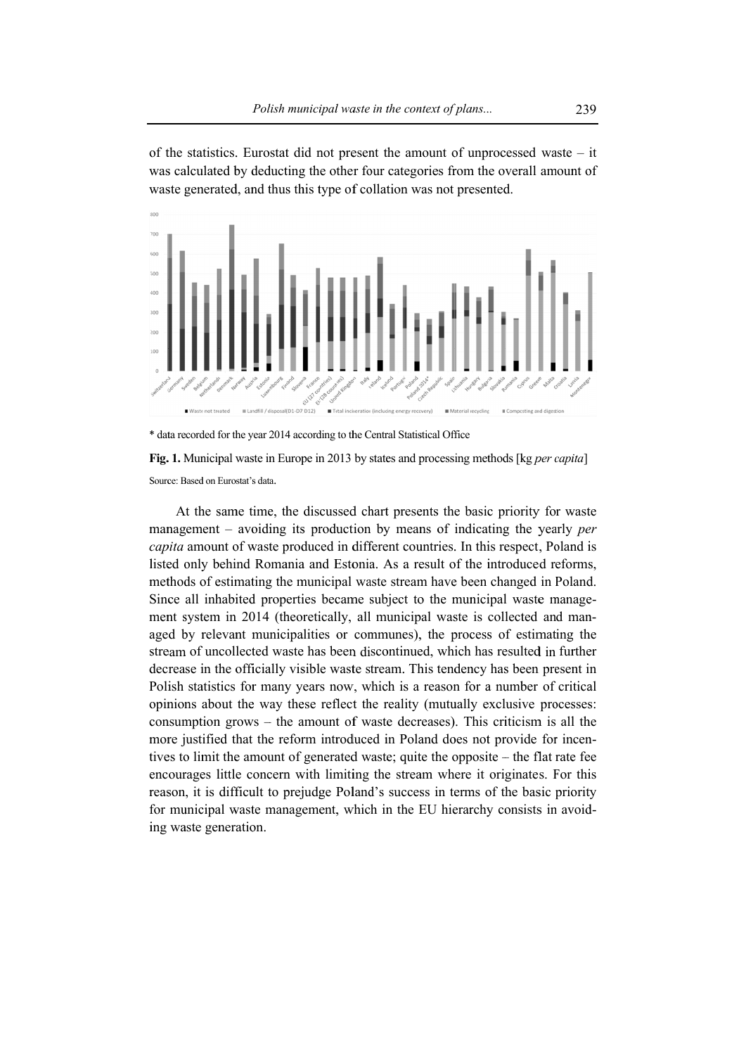of the statistics. Eurostat did not present the amount of unprocessed waste – it was calculated by deducting the other four categories from the overall amount of waste generated, and thus this type of collation was not presented.

\* data recorded for the year 2014 according to the Central Statistical Office

**Fig. 1.** Municipal waste in Europe in 2013 by states and processing methods [kg *per capita*]

Source: Based on Eurostat's data.

At the same time, the discussed chart presents the basic priority for waste management – avoiding its production by means of indicating the yearly *per capita* amount of waste produced in different countries. In this respect, Poland is listed only behind Romania and Estonia. As a result of the introduced reforms, methods of estimating the municipal waste stream have been changed in Poland. Since all inhabited properties became subject to the municipal waste management system in 2014 (theoretically, all municipal waste is collected and managed by relevant municipalities or communes), the process of estimating the stream of uncollected waste has been discontinued, which has resulted in further decrease in the officially visible waste stream. This tendency has been present in Polish statistics for many years now, which is a reason for a number of critical opinions about the way these reflect the reality (mutually exclusive processes: consumption grows – the amount of waste decreases). This criticism is all the more justified that the reform introduced in Poland does not provide for incentives to limit the amount of generated waste; quite the opposite – the flat rate fee encourages little concern with limiting the stream where it originates. For this reason, it is difficult to prejudge Poland's success in terms of the basic priority for municipal waste management, which in the EU hierarchy consists in avoiding waste generation.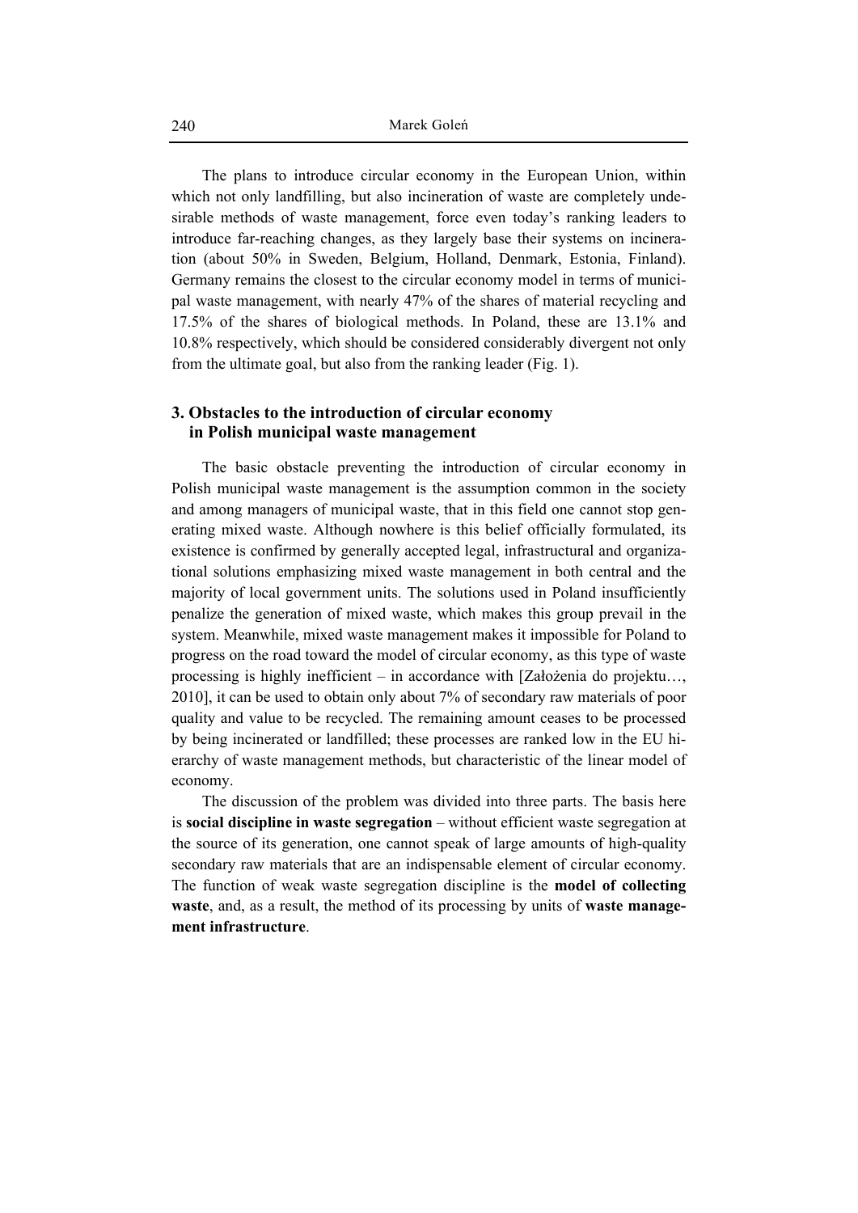The plans to introduce circular economy in the European Union, within which not only landfilling, but also incineration of waste are completely undesirable methods of waste management, force even today's ranking leaders to introduce far-reaching changes, as they largely base their systems on incineration (about 50% in Sweden, Belgium, Holland, Denmark, Estonia, Finland). Germany remains the closest to the circular economy model in terms of municipal waste management, with nearly 47% of the shares of material recycling and 17.5% of the shares of biological methods. In Poland, these are 13.1% and 10.8% respectively, which should be considered considerably divergent not only from the ultimate goal, but also from the ranking leader (Fig. 1).

## 3. Obstacles to the introduction of circular economy in Polish municipal waste management

The basic obstacle preventing the introduction of circular economy in Polish municipal waste management is the assumption common in the society and among managers of municipal waste, that in this field one cannot stop generating mixed waste. Although nowhere is this belief officially formulated, its existence is confirmed by generally accepted legal, infrastructural and organizational solutions emphasizing mixed waste management in both central and the majority of local government units. The solutions used in Poland insufficiently penalize the generation of mixed waste, which makes this group prevail in the system. Meanwhile, mixed waste management makes it impossible for Poland to progress on the road toward the model of circular economy, as this type of waste processing is highly inefficient – in accordance with [Założenia do projektu…, 2010], it can be used to obtain only about 7% of secondary raw materials of poor quality and value to be recycled. The remaining amount ceases to be processed by being incinerated or landfilled; these processes are ranked low in the EU hierarchy of waste management methods, but characteristic of the linear model of economy.

The discussion of the problem was divided into three parts. The basis here is **social discipline in waste segregation** – without efficient waste segregation at the source of its generation, one cannot speak of large amounts of high-quality secondary raw materials that are an indispensable element of circular economy. The function of weak waste segregation discipline is the **model of collecting waste**, and, as a result, the method of its processing by units of **waste management infrastructure**.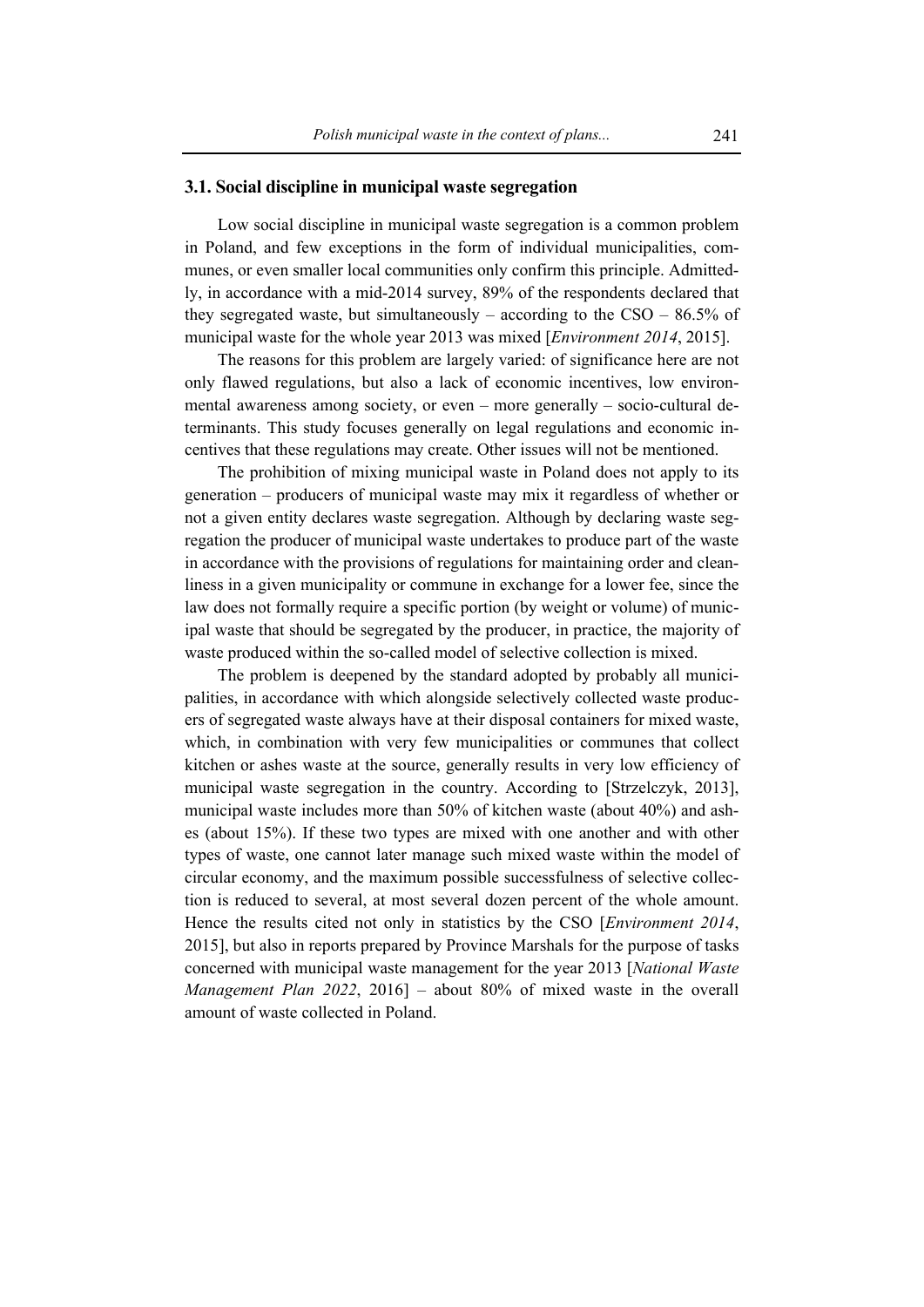### 3.1. Social discipline in municipal waste segregation

Low social discipline in municipal waste segregation is a common problem in Poland, and few exceptions in the form of individual municipalities, communes, or even smaller local communities only confirm this principle. Admittedly, in accordance with a mid-2014 survey, 89% of the respondents declared that they segregated waste, but simultaneously – according to the CSO – 86.5% of municipal waste for the whole year 2013 was mixed [*Environment 2014*, 2015].

The reasons for this problem are largely varied: of significance here are not only flawed regulations, but also a lack of economic incentives, low environmental awareness among society, or even – more generally – socio-cultural determinants. This study focuses generally on legal regulations and economic incentives that these regulations may create. Other issues will not be mentioned.

The prohibition of mixing municipal waste in Poland does not apply to its generation – producers of municipal waste may mix it regardless of whether or not a given entity declares waste segregation. Although by declaring waste segregation the producer of municipal waste undertakes to produce part of the waste in accordance with the provisions of regulations for maintaining order and cleanliness in a given municipality or commune in exchange for a lower fee, since the law does not formally require a specific portion (by weight or volume) of municipal waste that should be segregated by the producer, in practice, the majority of waste produced within the so-called model of selective collection is mixed.

The problem is deepened by the standard adopted by probably all municipalities, in accordance with which alongside selectively collected waste producers of segregated waste always have at their disposal containers for mixed waste, which, in combination with very few municipalities or communes that collect kitchen or ashes waste at the source, generally results in very low efficiency of municipal waste segregation in the country. According to [Strzelczyk, 2013], municipal waste includes more than 50% of kitchen waste (about 40%) and ashes (about 15%). If these two types are mixed with one another and with other types of waste, one cannot later manage such mixed waste within the model of circular economy, and the maximum possible successfulness of selective collection is reduced to several, at most several dozen percent of the whole amount. Hence the results cited not only in statistics by the CSO [*Environment 2014*, 2015], but also in reports prepared by Province Marshals for the purpose of tasks concerned with municipal waste management for the year 2013 [*National Waste Management Plan 2022*, 2016] – about 80% of mixed waste in the overall amount of waste collected in Poland.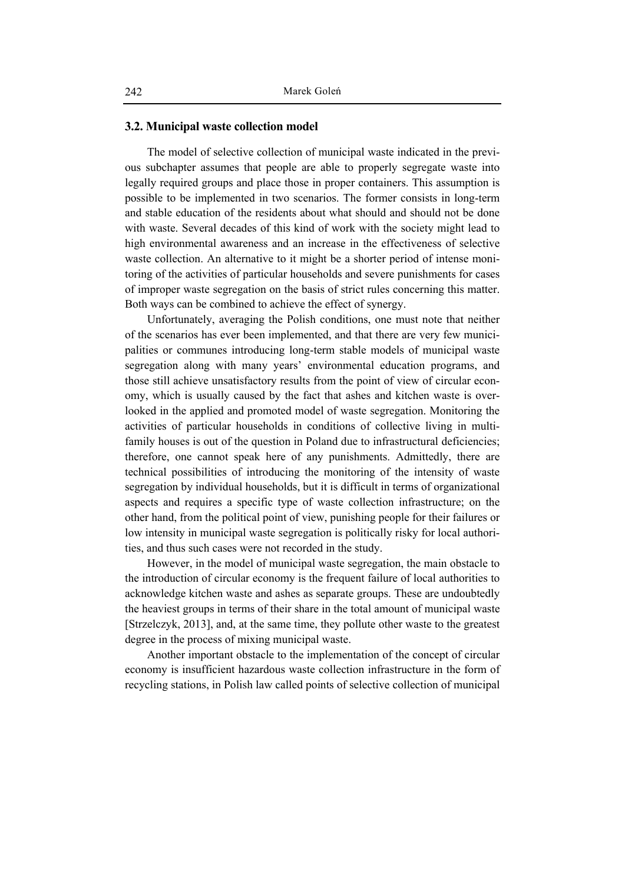### 3.2. Municipal waste collection model

The model of selective collection of municipal waste indicated in the previous subchapter assumes that people are able to properly segregate waste into legally required groups and place those in proper containers. This assumption is possible to be implemented in two scenarios. The former consists in long-term and stable education of the residents about what should and should not be done with waste. Several decades of this kind of work with the society might lead to high environmental awareness and an increase in the effectiveness of selective waste collection. An alternative to it might be a shorter period of intense monitoring of the activities of particular households and severe punishments for cases of improper waste segregation on the basis of strict rules concerning this matter. Both ways can be combined to achieve the effect of synergy.

Unfortunately, averaging the Polish conditions, one must note that neither of the scenarios has ever been implemented, and that there are very few municipalities or communes introducing long-term stable models of municipal waste segregation along with many years' environmental education programs, and those still achieve unsatisfactory results from the point of view of circular economy, which is usually caused by the fact that ashes and kitchen waste is overlooked in the applied and promoted model of waste segregation. Monitoring the activities of particular households in conditions of collective living in multi-family houses is out of the question in Poland due to infrastructural deficiencies; therefore, one cannot speak here of any punishments. Admittedly, there are technical possibilities of introducing the monitoring of the intensity of waste segregation by individual households, but it is difficult in terms of organizational aspects and requires a specific type of waste collection infrastructure; on the other hand, from the political point of view, punishing people for their failures or low intensity in municipal waste segregation is politically risky for local authorities, and thus such cases were not recorded in the study.

However, in the model of municipal waste segregation, the main obstacle to the introduction of circular economy is the frequent failure of local authorities to acknowledge kitchen waste and ashes as separate groups. These are undoubtedly the heaviest groups in terms of their share in the total amount of municipal waste [Strzelczyk, 2013], and, at the same time, they pollute other waste to the greatest degree in the process of mixing municipal waste.

Another important obstacle to the implementation of the concept of circular economy is insufficient hazardous waste collection infrastructure in the form of recycling stations, in Polish law called points of selective collection of municipal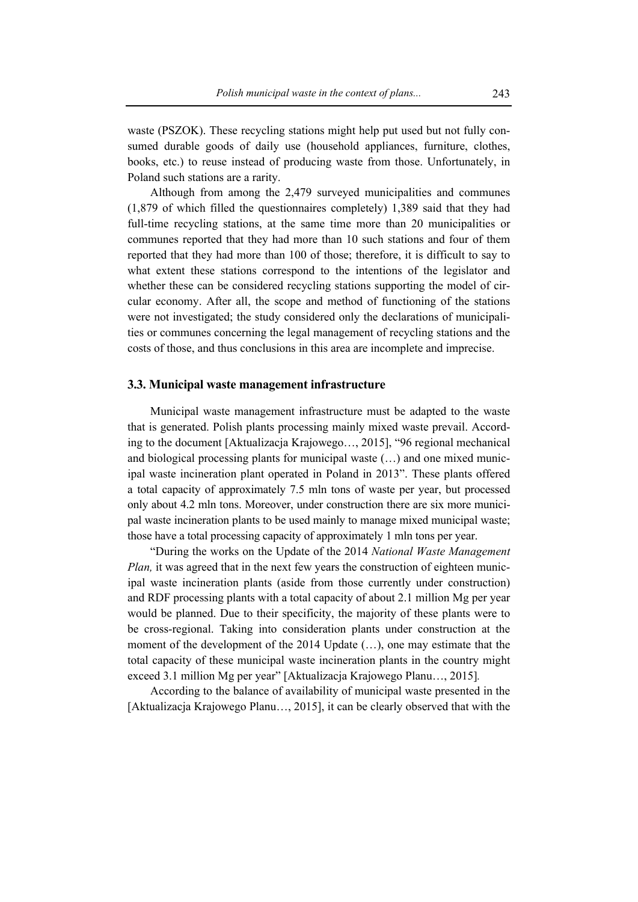waste (PSZOK). These recycling stations might help put used but not fully consumed durable goods of daily use (household appliances, furniture, clothes, books, etc.) to reuse instead of producing waste from those. Unfortunately, in Poland such stations are a rarity.

Although from among the 2,479 surveyed municipalities and communes (1,879 of which filled the questionnaires completely) 1,389 said that they had full-time recycling stations, at the same time more than 20 municipalities or communes reported that they had more than 10 such stations and four of them reported that they had more than 100 of those; therefore, it is difficult to say to what extent these stations correspond to the intentions of the legislator and whether these can be considered recycling stations supporting the model of circular economy. After all, the scope and method of functioning of the stations were not investigated; the study considered only the declarations of municipalities or communes concerning the legal management of recycling stations and the costs of those, and thus conclusions in this area are incomplete and imprecise.

### 3.3. Municipal waste management infrastructure

Municipal waste management infrastructure must be adapted to the waste that is generated. Polish plants processing mainly mixed waste prevail. According to the document [Aktualizacja Krajowego…, 2015], "96 regional mechanical and biological processing plants for municipal waste (…) and one mixed municipal waste incineration plant operated in Poland in 2013". These plants offered a total capacity of approximately 7.5 mln tons of waste per year, but processed only about 4.2 mln tons. Moreover, under construction there are six more municipal waste incineration plants to be used mainly to manage mixed municipal waste; those have a total processing capacity of approximately 1 mln tons per year.

"During the works on the Update of the 2014 *National Waste Management Plan,* it was agreed that in the next few years the construction of eighteen municipal waste incineration plants (aside from those currently under construction) and RDF processing plants with a total capacity of about 2.1 million Mg per year would be planned. Due to their specificity, the majority of these plants were to be cross-regional. Taking into consideration plants under construction at the moment of the development of the 2014 Update (…), one may estimate that the total capacity of these municipal waste incineration plants in the country might exceed 3.1 million Mg per year" [Aktualizacja Krajowego Planu…, 2015].

According to the balance of availability of municipal waste presented in the [Aktualizacja Krajowego Planu…, 2015], it can be clearly observed that with the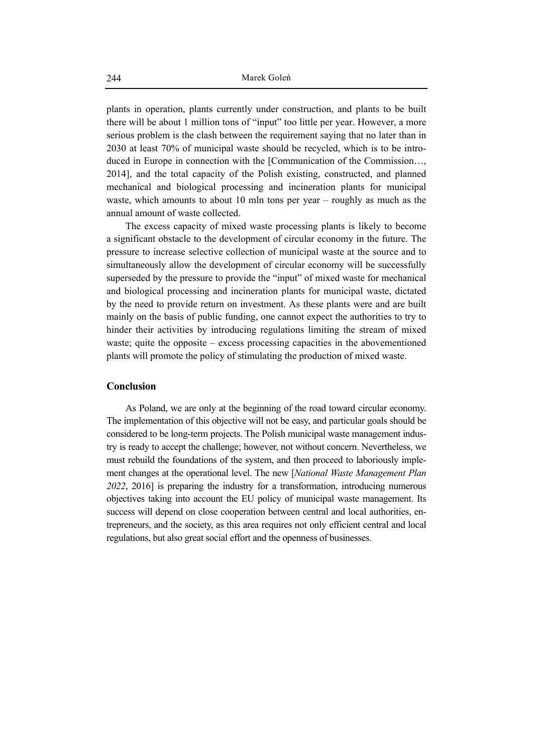plants in operation, plants currently under construction, and plants to be built there will be about 1 million tons of "input" too little per year. However, a more serious problem is the clash between the requirement saying that no later than in 2030 at least 70% of municipal waste should be recycled, which is to be introduced in Europe in connection with the [Communication of the Commission…, 2014], and the total capacity of the Polish existing, constructed, and planned mechanical and biological processing and incineration plants for municipal waste, which amounts to about 10 mln tons per year – roughly as much as the annual amount of waste collected.

The excess capacity of mixed waste processing plants is likely to become a significant obstacle to the development of circular economy in the future. The pressure to increase selective collection of municipal waste at the source and to simultaneously allow the development of circular economy will be successfully superseded by the pressure to provide the "input" of mixed waste for mechanical and biological processing and incineration plants for municipal waste, dictated by the need to provide return on investment. As these plants were and are built mainly on the basis of public funding, one cannot expect the authorities to try to hinder their activities by introducing regulations limiting the stream of mixed waste; quite the opposite – excess processing capacities in the abovementioned plants will promote the policy of stimulating the production of mixed waste.

## Conclusion

As Poland, we are only at the beginning of the road toward circular economy. The implementation of this objective will not be easy, and particular goals should be considered to be long-term projects. The Polish municipal waste management industry is ready to accept the challenge; however, not without concern. Nevertheless, we must rebuild the foundations of the system, and then proceed to laboriously implement changes at the operational level. The new [*National Waste Management Plan 2022*, 2016] is preparing the industry for a transformation, introducing numerous objectives taking into account the EU policy of municipal waste management. Its success will depend on close cooperation between central and local authorities, entrepreneurs, and the society, as this area requires not only efficient central and local regulations, but also great social effort and the openness of businesses.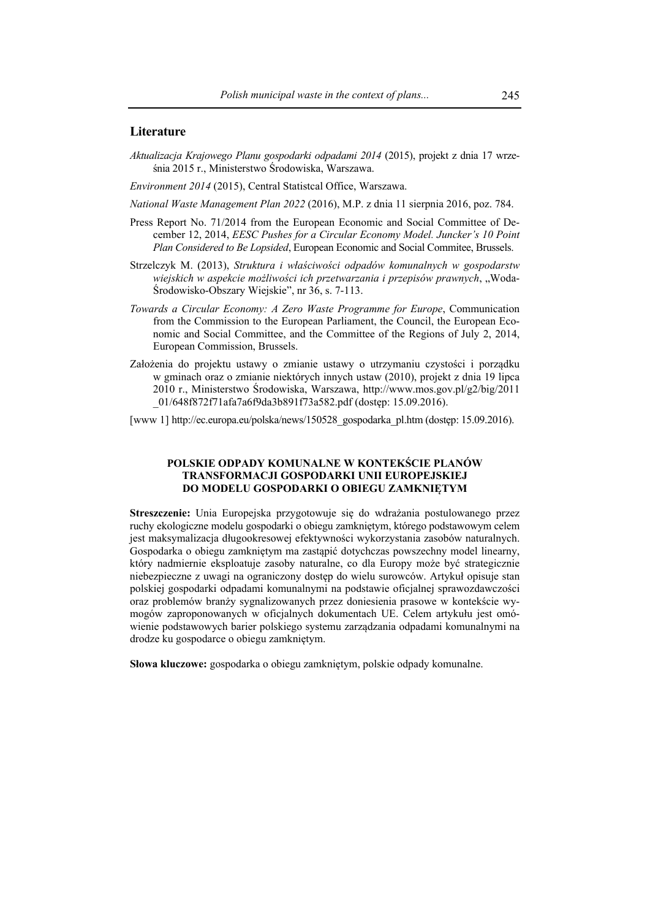## Literature

*Aktualizacja Krajowego Planu gospodarki odpadami 2014* (2015), projekt z dnia 17 września 2015 r., Ministerstwo Środowiska, Warszawa.

*Environment 2014* (2015), Central Statistcal Office, Warszawa.

*National Waste Management Plan 2022* (2016), M.P. z dnia 11 sierpnia 2016, poz. 784.

Press Report No. 71/2014 from the European Economic and Social Committee of December 12, 2014, *EESC Pushes for a Circular Economy Model. Juncker's 10 Point Plan Considered to Be Lopsided*, European Economic and Social Commitee, Brussels.

Strzelczyk M. (2013), *Struktura i właściwości odpadów komunalnych w gospodarstw wiejskich w aspekcie możliwości ich przetwarzania i przepisów prawnych*, „Woda-Środowisko-Obszary Wiejskie", nr 36, s. 7-113.

*Towards a Circular Economy: A Zero Waste Programme for Europe*, Communication from the Commission to the European Parliament, the Council, the European Economic and Social Committee, and the Committee of the Regions of July 2, 2014, European Commission, Brussels.

Założenia do projektu ustawy o zmianie ustawy o utrzymaniu czystości i porządku w gminach oraz o zmianie niektórych innych ustaw (2010), projekt z dnia 19 lipca 2010 r., Ministerstwo Środowiska, Warszawa, http://www.mos.gov.pl/g2/big/2011_01/648f872f71afa7a6f9da3b891f73a582.pdf (dostęp: 15.09.2016).

[www 1] http://ec.europa.eu/polska/news/150528_gospodarka_pl.htm (dostęp: 15.09.2016).

### POLSKIE ODPADY KOMUNALNE W KONTEKŚCIE PLANÓW TRANSFORMACJI GOSPODARKI UNII EUROPEJSKIEJ DO MODELU GOSPODARKI O OBIEGU ZAMKNIĘTYM

**Streszczenie:** Unia Europejska przygotowuje się do wdrażania postulowanego przez ruchy ekologiczne modelu gospodarki o obiegu zamkniętym, którego podstawowym celem jest maksymalizacja długookresowej efektywności wykorzystania zasobów naturalnych. Gospodarka o obiegu zamkniętym ma zastąpić dotychczas powszechny model linearny, który nadmiernie eksploatuje zasoby naturalne, co dla Europy może być strategicznie niebezpieczne z uwagi na ograniczony dostęp do wielu surowców. Artykuł opisuje stan polskiej gospodarki odpadami komunalnymi na podstawie oficjalnej sprawozdawczości oraz problemów branży sygnalizowanych przez doniesienia prasowe w kontekście wymogów zaproponowanych w oficjalnych dokumentach UE. Celem artykułu jest omówienie podstawowych barier polskiego systemu zarządzania odpadami komunalnymi na drodze ku gospodarce o obiegu zamkniętym.

**Słowa kluczowe:** gospodarka o obiegu zamkniętym, polskie odpady komunalne.